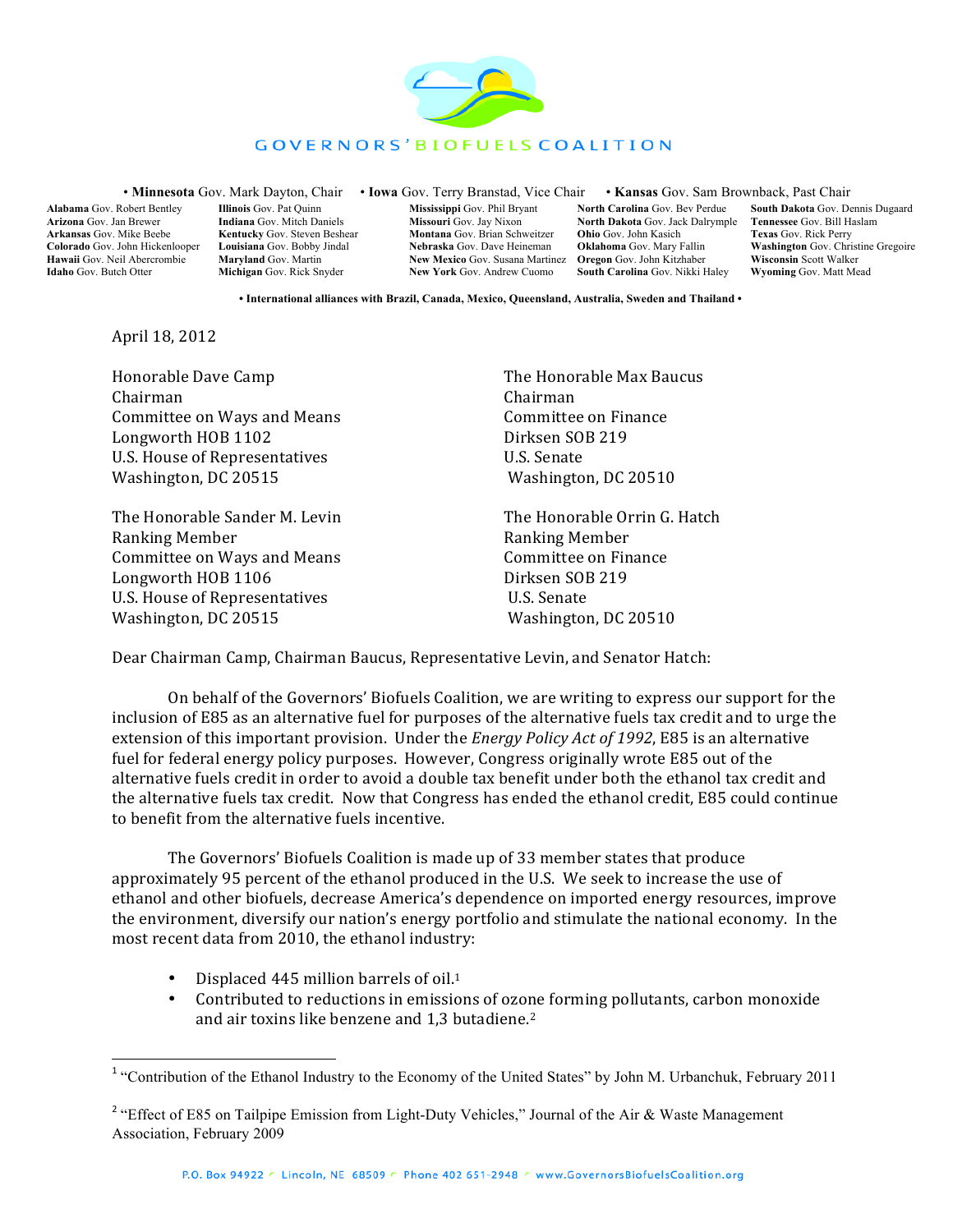# GOVERNORS' BIOFUELS COALITION

• **Minnesota** Gov. Mark Dayton, Chair • **Iowa** Gov. Terry Branstad, Vice Chair • **Kansas** Gov. Sam Brownback, Past Chair

**Alabama** Gov. Robert Bentley
**Arizona** Gov. Jan Brewer
**Arkansas** Gov. Mike Beebe
**Colorado** Gov. John Hickenlooper
**Hawaii** Gov. Neil Abercrombie
**Idaho** Gov. Butch Otter
**Illinois** Gov. Pat Quinn
**Indiana** Gov. Mitch Daniels
**Kentucky** Gov. Steven Beshear
**Louisiana** Gov. Bobby Jindal
**Maryland** Gov. Martin
**Michigan** Gov. Rick Snyder
**Mississippi** Gov. Phil Bryant
**Missouri** Gov. Jay Nixon
**Montana** Gov. Brian Schweitzer
**Nebraska** Gov. Dave Heineman
**New Mexico** Gov. Susana Martinez
**New York** Gov. Andrew Cuomo
**North Carolina** Gov. Bev Perdue
**North Dakota** Gov. Jack Dalrymple
**Ohio** Gov. John Kasich
**Oklahoma** Gov. Mary Fallin
**Oregon** Gov. John Kitzhaber
**South Carolina** Gov. Nikki Haley
**South Dakota** Gov. Dennis Dugaard
**Tennessee** Gov. Bill Haslam
**Texas** Gov. Rick Perry
**Washington** Gov. Christine Gregoire
**Wisconsin** Scott Walker
**Wyoming** Gov. Matt Mead

**• International alliances with Brazil, Canada, Mexico, Queensland, Australia, Sweden and Thailand •**

April 18, 2012

Honorable Dave Camp
Chairman
Committee on Ways and Means
Longworth HOB 1102
U.S. House of Representatives
Washington, DC 20515

The Honorable Max Baucus
Chairman
Committee on Finance
Dirksen SOB 219
U.S. Senate
Washington, DC 20510

The Honorable Sander M. Levin
Ranking Member
Committee on Ways and Means
Longworth HOB 1106
U.S. House of Representatives
Washington, DC 20515

The Honorable Orrin G. Hatch
Ranking Member
Committee on Finance
Dirksen SOB 219
U.S. Senate
Washington, DC 20510

Dear Chairman Camp, Chairman Baucus, Representative Levin, and Senator Hatch:

On behalf of the Governors' Biofuels Coalition, we are writing to express our support for the inclusion of E85 as an alternative fuel for purposes of the alternative fuels tax credit and to urge the extension of this important provision. Under the *Energy Policy Act of 1992*, E85 is an alternative fuel for federal energy policy purposes. However, Congress originally wrote E85 out of the alternative fuels credit in order to avoid a double tax benefit under both the ethanol tax credit and the alternative fuels tax credit. Now that Congress has ended the ethanol credit, E85 could continue to benefit from the alternative fuels incentive.

The Governors' Biofuels Coalition is made up of 33 member states that produce approximately 95 percent of the ethanol produced in the U.S. We seek to increase the use of ethanol and other biofuels, decrease America's dependence on imported energy resources, improve the environment, diversify our nation's energy portfolio and stimulate the national economy. In the most recent data from 2010, the ethanol industry:

- Displaced 445 million barrels of oil.[1]
- Contributed to reductions in emissions of ozone forming pollutants, carbon monoxide and air toxins like benzene and 1,3 butadiene.[2]

[1] "Contribution of the Ethanol Industry to the Economy of the United States" by John M. Urbanchuk, February 2011

[2] "Effect of E85 on Tailpipe Emission from Light-Duty Vehicles," Journal of the Air & Waste Management Association, February 2009

P.O. Box 94922 • Lincoln, NE 68509 • Phone 402 651-2948 • www.GovernorsBiofuelsCoalition.org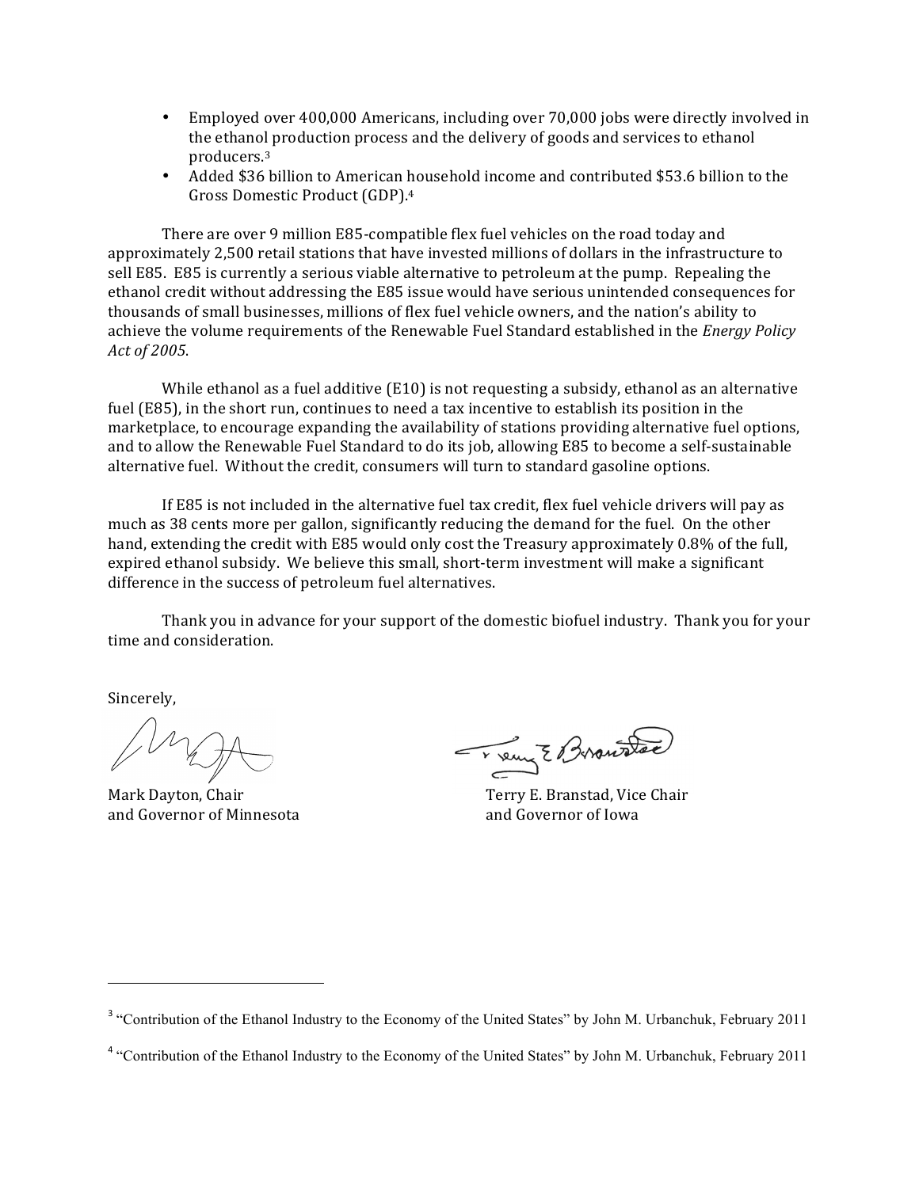- Employed over 400,000 Americans, including over 70,000 jobs were directly involved in the ethanol production process and the delivery of goods and services to ethanol producers.[3]
- Added $36 billion to American household income and contributed $53.6 billion to the Gross Domestic Product (GDP).[4]

There are over 9 million E85-compatible flex fuel vehicles on the road today and approximately 2,500 retail stations that have invested millions of dollars in the infrastructure to sell E85. E85 is currently a serious viable alternative to petroleum at the pump. Repealing the ethanol credit without addressing the E85 issue would have serious unintended consequences for thousands of small businesses, millions of flex fuel vehicle owners, and the nation's ability to achieve the volume requirements of the Renewable Fuel Standard established in the *Energy Policy Act of 2005*.

While ethanol as a fuel additive (E10) is not requesting a subsidy, ethanol as an alternative fuel (E85), in the short run, continues to need a tax incentive to establish its position in the marketplace, to encourage expanding the availability of stations providing alternative fuel options, and to allow the Renewable Fuel Standard to do its job, allowing E85 to become a self-sustainable alternative fuel. Without the credit, consumers will turn to standard gasoline options.

If E85 is not included in the alternative fuel tax credit, flex fuel vehicle drivers will pay as much as 38 cents more per gallon, significantly reducing the demand for the fuel. On the other hand, extending the credit with E85 would only cost the Treasury approximately 0.8% of the full, expired ethanol subsidy. We believe this small, short-term investment will make a significant difference in the success of petroleum fuel alternatives.

Thank you in advance for your support of the domestic biofuel industry. Thank you for your time and consideration.

Sincerely,

Mark Dayton, Chair
and Governor of Minnesota

Terry E. Branstad, Vice Chair
and Governor of Iowa

---

[3] "Contribution of the Ethanol Industry to the Economy of the United States" by John M. Urbanchuk, February 2011

[4] "Contribution of the Ethanol Industry to the Economy of the United States" by John M. Urbanchuk, February 2011